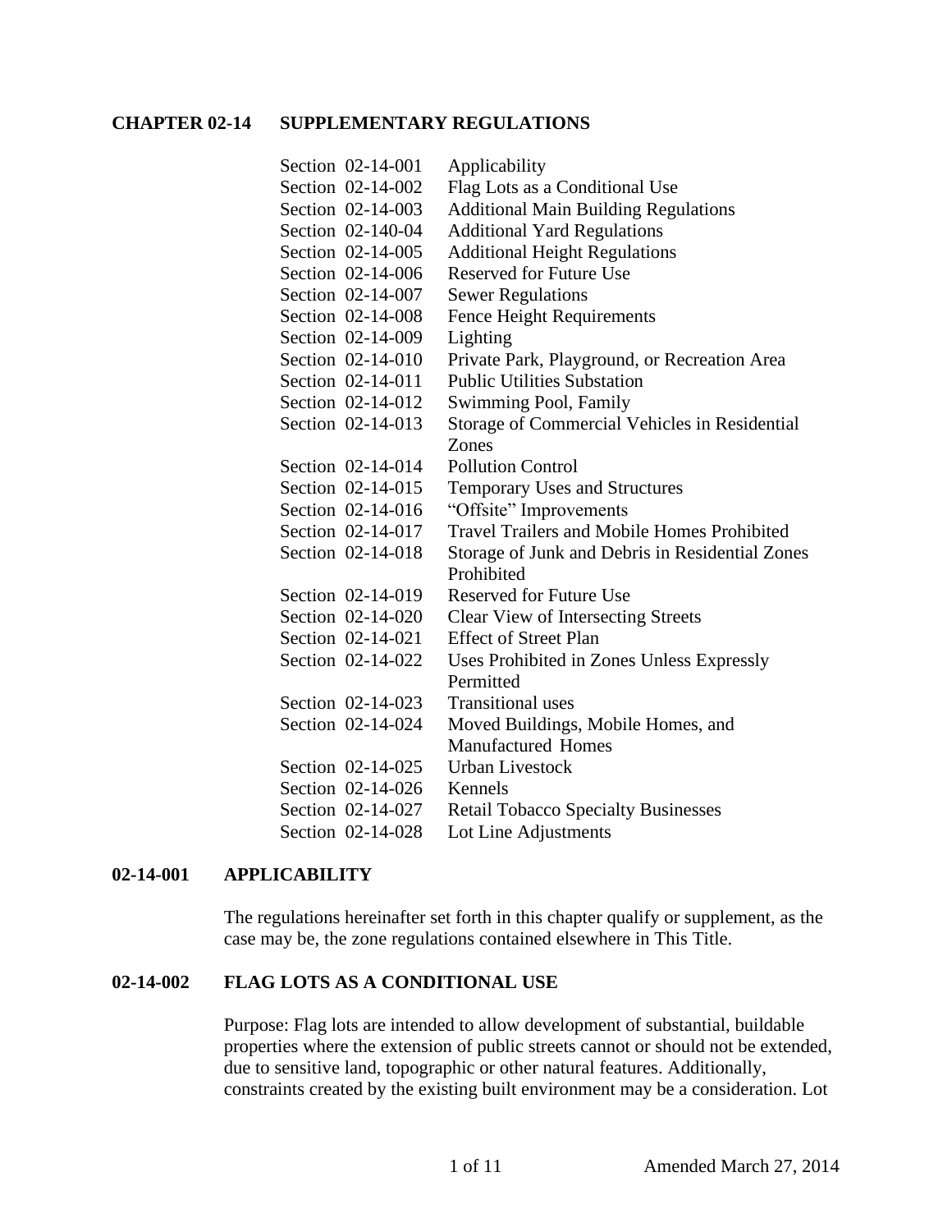# CHAPTER 02-14 SUPPLEMENTARY REGULATIONS

| | |
|---|---|
| Section 02-14-001 | Applicability |
| Section 02-14-002 | Flag Lots as a Conditional Use |
| Section 02-14-003 | Additional Main Building Regulations |
| Section 02-140-04 | Additional Yard Regulations |
| Section 02-14-005 | Additional Height Regulations |
| Section 02-14-006 | Reserved for Future Use |
| Section 02-14-007 | Sewer Regulations |
| Section 02-14-008 | Fence Height Requirements |
| Section 02-14-009 | Lighting |
| Section 02-14-010 | Private Park, Playground, or Recreation Area |
| Section 02-14-011 | Public Utilities Substation |
| Section 02-14-012 | Swimming Pool, Family |
| Section 02-14-013 | Storage of Commercial Vehicles in Residential Zones |
| Section 02-14-014 | Pollution Control |
| Section 02-14-015 | Temporary Uses and Structures |
| Section 02-14-016 | "Offsite" Improvements |
| Section 02-14-017 | Travel Trailers and Mobile Homes Prohibited |
| Section 02-14-018 | Storage of Junk and Debris in Residential Zones Prohibited |
| Section 02-14-019 | Reserved for Future Use |
| Section 02-14-020 | Clear View of Intersecting Streets |
| Section 02-14-021 | Effect of Street Plan |
| Section 02-14-022 | Uses Prohibited in Zones Unless Expressly Permitted |
| Section 02-14-023 | Transitional uses |
| Section 02-14-024 | Moved Buildings, Mobile Homes, and Manufactured Homes |
| Section 02-14-025 | Urban Livestock |
| Section 02-14-026 | Kennels |
| Section 02-14-027 | Retail Tobacco Specialty Businesses |
| Section 02-14-028 | Lot Line Adjustments |

## 02-14-001 APPLICABILITY

The regulations hereinafter set forth in this chapter qualify or supplement, as the case may be, the zone regulations contained elsewhere in This Title.

## 02-14-002 FLAG LOTS AS A CONDITIONAL USE

Purpose: Flag lots are intended to allow development of substantial, buildable properties where the extension of public streets cannot or should not be extended, due to sensitive land, topographic or other natural features. Additionally, constraints created by the existing built environment may be a consideration. Lot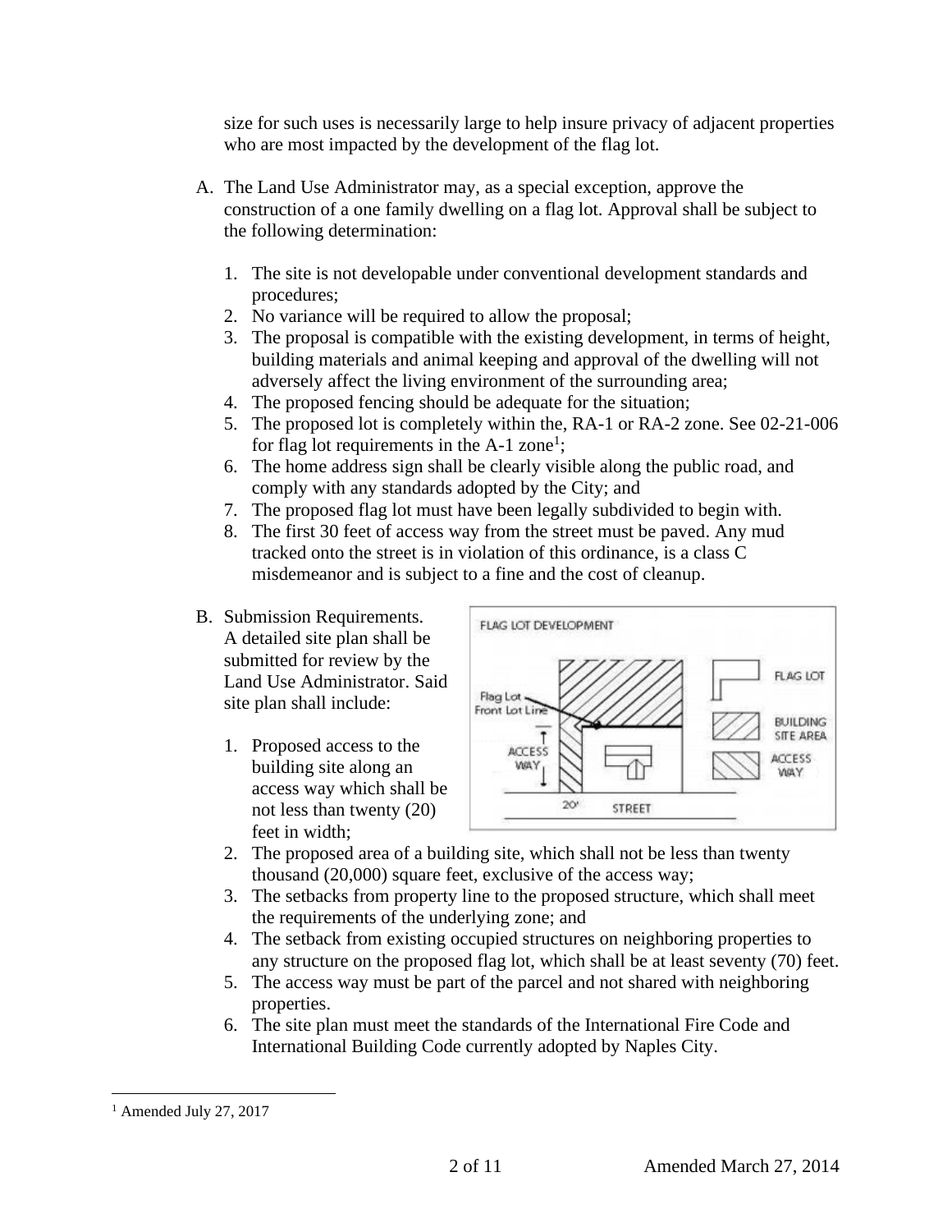size for such uses is necessarily large to help insure privacy of adjacent properties who are most impacted by the development of the flag lot.

A. The Land Use Administrator may, as a special exception, approve the construction of a one family dwelling on a flag lot. Approval shall be subject to the following determination:

    1. The site is not developable under conventional development standards and procedures;
    2. No variance will be required to allow the proposal;
    3. The proposal is compatible with the existing development, in terms of height, building materials and animal keeping and approval of the dwelling will not adversely affect the living environment of the surrounding area;
    4. The proposed fencing should be adequate for the situation;
    5. The proposed lot is completely within the, RA-1 or RA-2 zone. See 02-21-006 for flag lot requirements in the A-1 zone[1];
    6. The home address sign shall be clearly visible along the public road, and comply with any standards adopted by the City; and
    7. The proposed flag lot must have been legally subdivided to begin with.
    8. The first 30 feet of access way from the street must be paved. Any mud tracked onto the street is in violation of this ordinance, is a class C misdemeanor and is subject to a fine and the cost of cleanup.

B. Submission Requirements. A detailed site plan shall be submitted for review by the Land Use Administrator. Said site plan shall include:

    1. Proposed access to the building site along an access way which shall be not less than twenty (20) feet in width;
    2. The proposed area of a building site, which shall not be less than twenty thousand (20,000) square feet, exclusive of the access way;
    3. The setbacks from property line to the proposed structure, which shall meet the requirements of the underlying zone; and
    4. The setback from existing occupied structures on neighboring properties to any structure on the proposed flag lot, which shall be at least seventy (70) feet.
    5. The access way must be part of the parcel and not shared with neighboring properties.
    6. The site plan must meet the standards of the International Fire Code and International Building Code currently adopted by Naples City.

FLAG LOT DEVELOPMENT

Flag Lot Front Lot Line — ACCESS WAY — 20' — STREET — FLAG LOT — BUILDING SITE AREA — ACCESS WAY

[1] Amended July 27, 2017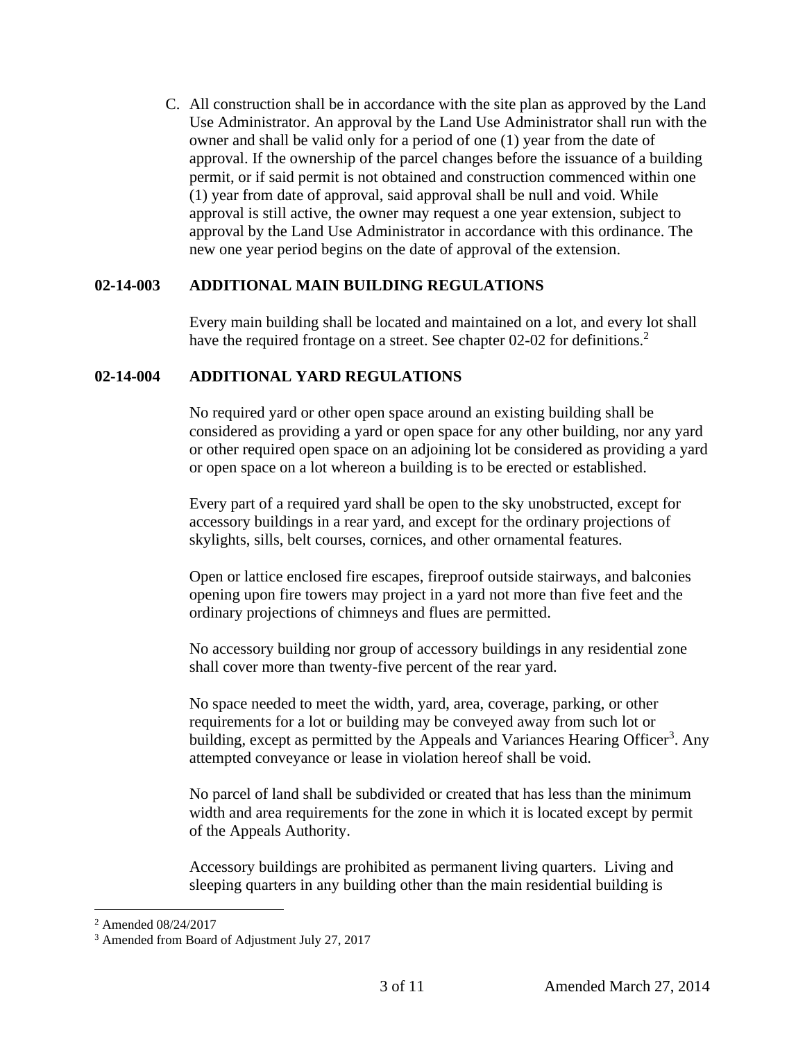C. All construction shall be in accordance with the site plan as approved by the Land Use Administrator. An approval by the Land Use Administrator shall run with the owner and shall be valid only for a period of one (1) year from the date of approval. If the ownership of the parcel changes before the issuance of a building permit, or if said permit is not obtained and construction commenced within one (1) year from date of approval, said approval shall be null and void. While approval is still active, the owner may request a one year extension, subject to approval by the Land Use Administrator in accordance with this ordinance. The new one year period begins on the date of approval of the extension.

## 02-14-003 ADDITIONAL MAIN BUILDING REGULATIONS

Every main building shall be located and maintained on a lot, and every lot shall have the required frontage on a street. See chapter 02-02 for definitions.[2]

## 02-14-004 ADDITIONAL YARD REGULATIONS

No required yard or other open space around an existing building shall be considered as providing a yard or open space for any other building, nor any yard or other required open space on an adjoining lot be considered as providing a yard or open space on a lot whereon a building is to be erected or established.

Every part of a required yard shall be open to the sky unobstructed, except for accessory buildings in a rear yard, and except for the ordinary projections of skylights, sills, belt courses, cornices, and other ornamental features.

Open or lattice enclosed fire escapes, fireproof outside stairways, and balconies opening upon fire towers may project in a yard not more than five feet and the ordinary projections of chimneys and flues are permitted.

No accessory building nor group of accessory buildings in any residential zone shall cover more than twenty-five percent of the rear yard.

No space needed to meet the width, yard, area, coverage, parking, or other requirements for a lot or building may be conveyed away from such lot or building, except as permitted by the Appeals and Variances Hearing Officer[3]. Any attempted conveyance or lease in violation hereof shall be void.

No parcel of land shall be subdivided or created that has less than the minimum width and area requirements for the zone in which it is located except by permit of the Appeals Authority.

Accessory buildings are prohibited as permanent living quarters. Living and sleeping quarters in any building other than the main residential building is

---

[2] Amended 08/24/2017

[3] Amended from Board of Adjustment July 27, 2017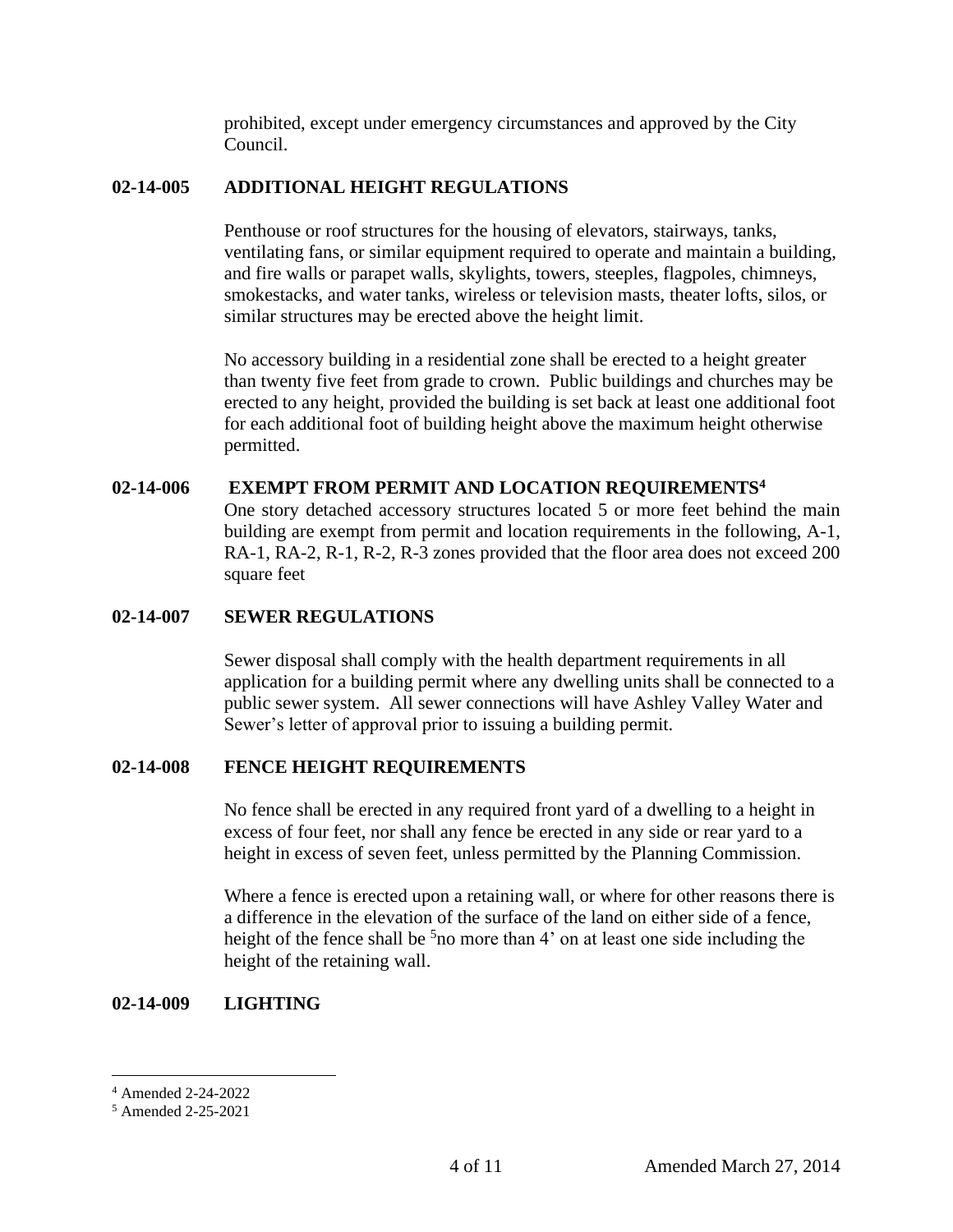prohibited, except under emergency circumstances and approved by the City Council.

## 02-14-005 ADDITIONAL HEIGHT REGULATIONS

Penthouse or roof structures for the housing of elevators, stairways, tanks, ventilating fans, or similar equipment required to operate and maintain a building, and fire walls or parapet walls, skylights, towers, steeples, flagpoles, chimneys, smokestacks, and water tanks, wireless or television masts, theater lofts, silos, or similar structures may be erected above the height limit.

No accessory building in a residential zone shall be erected to a height greater than twenty five feet from grade to crown. Public buildings and churches may be erected to any height, provided the building is set back at least one additional foot for each additional foot of building height above the maximum height otherwise permitted.

## 02-14-006 EXEMPT FROM PERMIT AND LOCATION REQUIREMENTS[4]

One story detached accessory structures located 5 or more feet behind the main building are exempt from permit and location requirements in the following, A-1, RA-1, RA-2, R-1, R-2, R-3 zones provided that the floor area does not exceed 200 square feet

## 02-14-007 SEWER REGULATIONS

Sewer disposal shall comply with the health department requirements in all application for a building permit where any dwelling units shall be connected to a public sewer system. All sewer connections will have Ashley Valley Water and Sewer's letter of approval prior to issuing a building permit.

## 02-14-008 FENCE HEIGHT REQUIREMENTS

No fence shall be erected in any required front yard of a dwelling to a height in excess of four feet, nor shall any fence be erected in any side or rear yard to a height in excess of seven feet, unless permitted by the Planning Commission.

Where a fence is erected upon a retaining wall, or where for other reasons there is a difference in the elevation of the surface of the land on either side of a fence, height of the fence shall be [5]no more than 4' on at least one side including the height of the retaining wall.

## 02-14-009 LIGHTING

---

[4] Amended 2-24-2022

[5] Amended 2-25-2021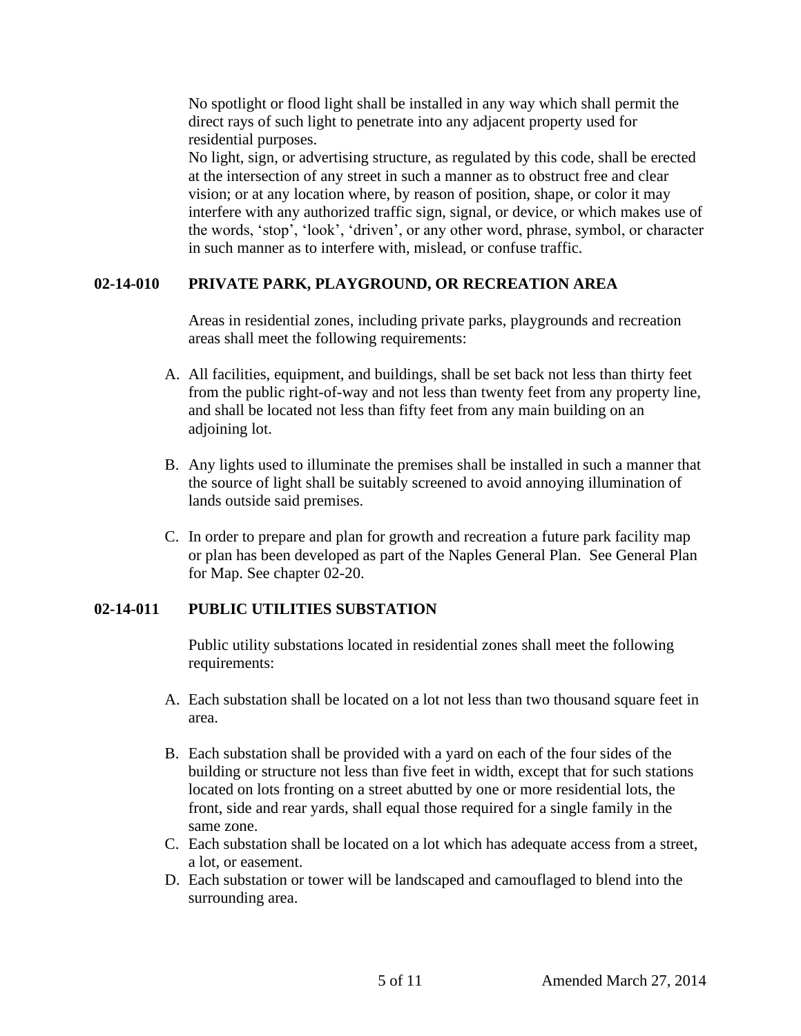No spotlight or flood light shall be installed in any way which shall permit the direct rays of such light to penetrate into any adjacent property used for residential purposes.

No light, sign, or advertising structure, as regulated by this code, shall be erected at the intersection of any street in such a manner as to obstruct free and clear vision; or at any location where, by reason of position, shape, or color it may interfere with any authorized traffic sign, signal, or device, or which makes use of the words, 'stop', 'look', 'driven', or any other word, phrase, symbol, or character in such manner as to interfere with, mislead, or confuse traffic.

## 02-14-010 PRIVATE PARK, PLAYGROUND, OR RECREATION AREA

Areas in residential zones, including private parks, playgrounds and recreation areas shall meet the following requirements:

A. All facilities, equipment, and buildings, shall be set back not less than thirty feet from the public right-of-way and not less than twenty feet from any property line, and shall be located not less than fifty feet from any main building on an adjoining lot.

B. Any lights used to illuminate the premises shall be installed in such a manner that the source of light shall be suitably screened to avoid annoying illumination of lands outside said premises.

C. In order to prepare and plan for growth and recreation a future park facility map or plan has been developed as part of the Naples General Plan. See General Plan for Map. See chapter 02-20.

## 02-14-011 PUBLIC UTILITIES SUBSTATION

Public utility substations located in residential zones shall meet the following requirements:

A. Each substation shall be located on a lot not less than two thousand square feet in area.

B. Each substation shall be provided with a yard on each of the four sides of the building or structure not less than five feet in width, except that for such stations located on lots fronting on a street abutted by one or more residential lots, the front, side and rear yards, shall equal those required for a single family in the same zone.

C. Each substation shall be located on a lot which has adequate access from a street, a lot, or easement.

D. Each substation or tower will be landscaped and camouflaged to blend into the surrounding area.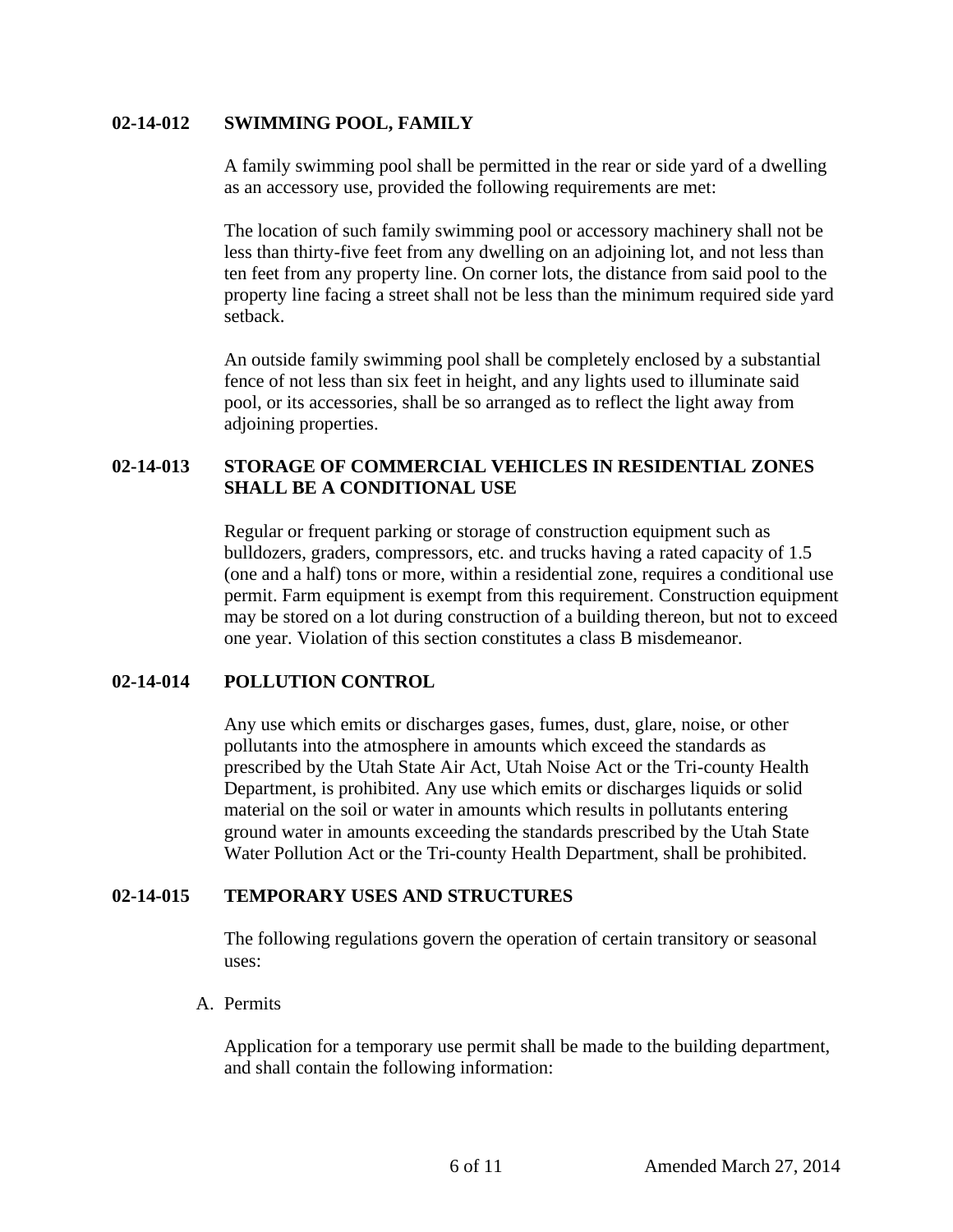### 02-14-012 SWIMMING POOL, FAMILY

A family swimming pool shall be permitted in the rear or side yard of a dwelling as an accessory use, provided the following requirements are met:

The location of such family swimming pool or accessory machinery shall not be less than thirty-five feet from any dwelling on an adjoining lot, and not less than ten feet from any property line. On corner lots, the distance from said pool to the property line facing a street shall not be less than the minimum required side yard setback.

An outside family swimming pool shall be completely enclosed by a substantial fence of not less than six feet in height, and any lights used to illuminate said pool, or its accessories, shall be so arranged as to reflect the light away from adjoining properties.

### 02-14-013 STORAGE OF COMMERCIAL VEHICLES IN RESIDENTIAL ZONES SHALL BE A CONDITIONAL USE

Regular or frequent parking or storage of construction equipment such as bulldozers, graders, compressors, etc. and trucks having a rated capacity of 1.5 (one and a half) tons or more, within a residential zone, requires a conditional use permit. Farm equipment is exempt from this requirement. Construction equipment may be stored on a lot during construction of a building thereon, but not to exceed one year. Violation of this section constitutes a class B misdemeanor.

### 02-14-014 POLLUTION CONTROL

Any use which emits or discharges gases, fumes, dust, glare, noise, or other pollutants into the atmosphere in amounts which exceed the standards as prescribed by the Utah State Air Act, Utah Noise Act or the Tri-county Health Department, is prohibited. Any use which emits or discharges liquids or solid material on the soil or water in amounts which results in pollutants entering ground water in amounts exceeding the standards prescribed by the Utah State Water Pollution Act or the Tri-county Health Department, shall be prohibited.

### 02-14-015 TEMPORARY USES AND STRUCTURES

The following regulations govern the operation of certain transitory or seasonal uses:

A. Permits

Application for a temporary use permit shall be made to the building department, and shall contain the following information: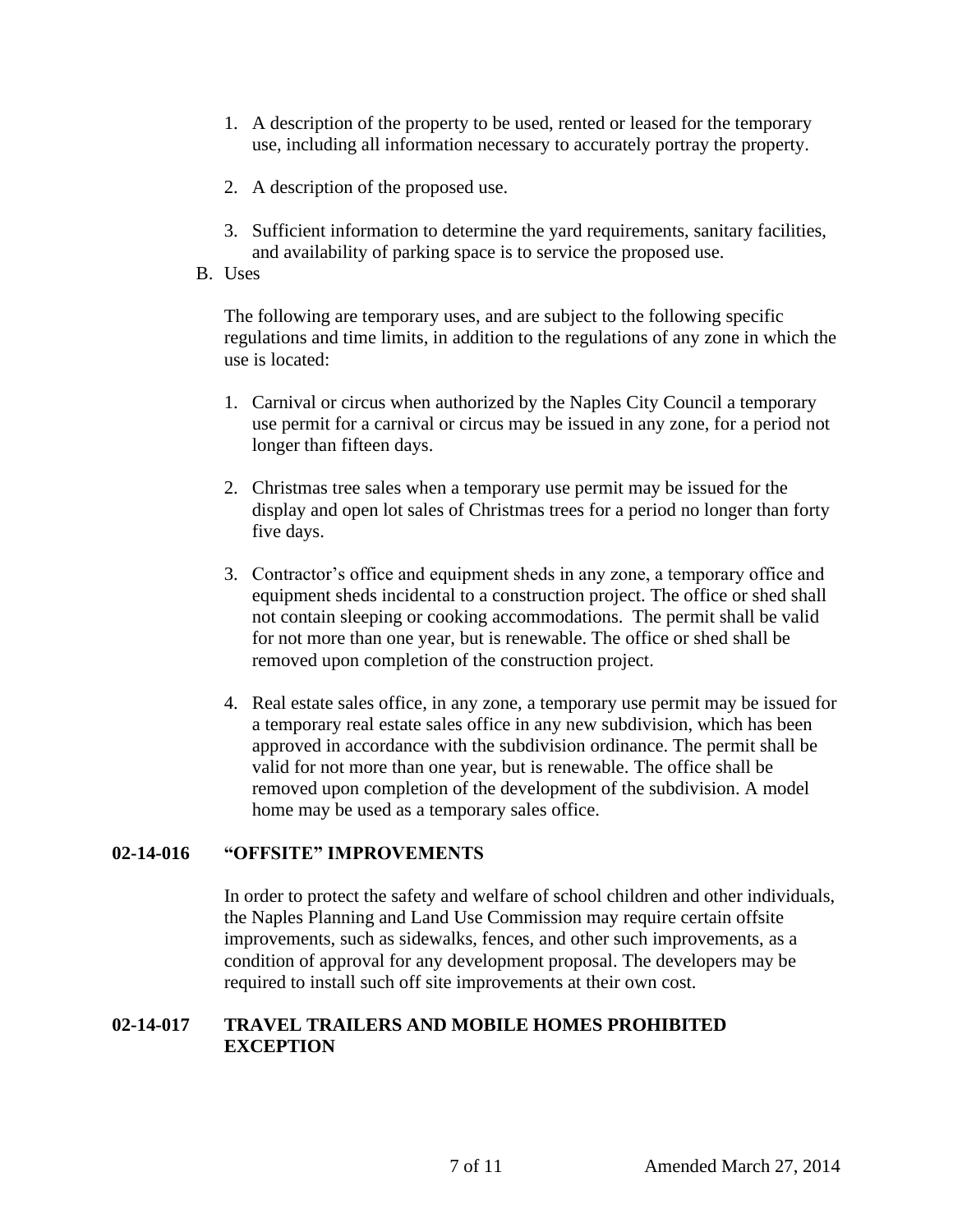1. A description of the property to be used, rented or leased for the temporary use, including all information necessary to accurately portray the property.

2. A description of the proposed use.

3. Sufficient information to determine the yard requirements, sanitary facilities, and availability of parking space is to service the proposed use.

B. Uses

The following are temporary uses, and are subject to the following specific regulations and time limits, in addition to the regulations of any zone in which the use is located:

1. Carnival or circus when authorized by the Naples City Council a temporary use permit for a carnival or circus may be issued in any zone, for a period not longer than fifteen days.

2. Christmas tree sales when a temporary use permit may be issued for the display and open lot sales of Christmas trees for a period no longer than forty five days.

3. Contractor's office and equipment sheds in any zone, a temporary office and equipment sheds incidental to a construction project. The office or shed shall not contain sleeping or cooking accommodations. The permit shall be valid for not more than one year, but is renewable. The office or shed shall be removed upon completion of the construction project.

4. Real estate sales office, in any zone, a temporary use permit may be issued for a temporary real estate sales office in any new subdivision, which has been approved in accordance with the subdivision ordinance. The permit shall be valid for not more than one year, but is renewable. The office shall be removed upon completion of the development of the subdivision. A model home may be used as a temporary sales office.

## 02-14-016 "OFFSITE" IMPROVEMENTS

In order to protect the safety and welfare of school children and other individuals, the Naples Planning and Land Use Commission may require certain offsite improvements, such as sidewalks, fences, and other such improvements, as a condition of approval for any development proposal. The developers may be required to install such off site improvements at their own cost.

## 02-14-017 TRAVEL TRAILERS AND MOBILE HOMES PROHIBITED EXCEPTION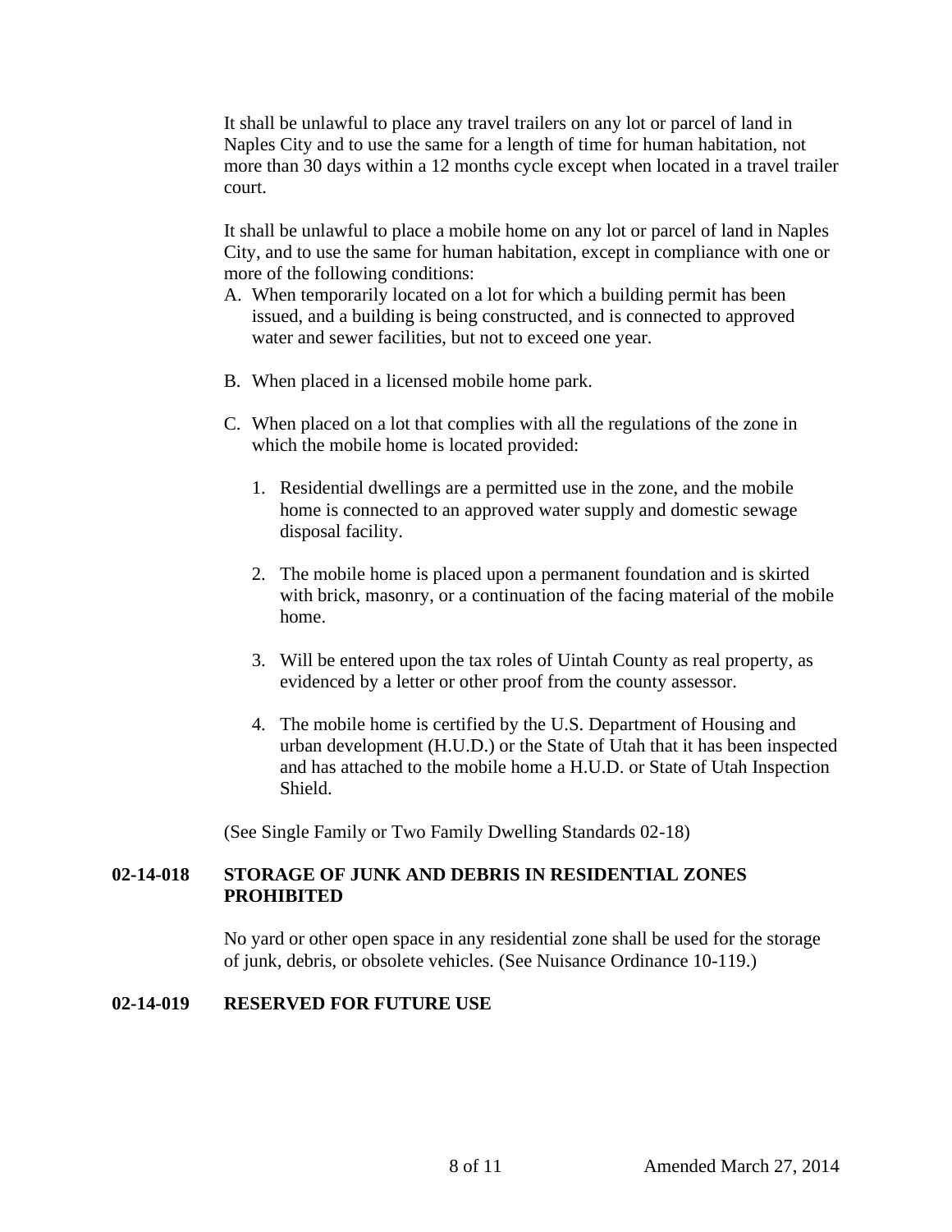It shall be unlawful to place any travel trailers on any lot or parcel of land in Naples City and to use the same for a length of time for human habitation, not more than 30 days within a 12 months cycle except when located in a travel trailer court.

It shall be unlawful to place a mobile home on any lot or parcel of land in Naples City, and to use the same for human habitation, except in compliance with one or more of the following conditions:

A. When temporarily located on a lot for which a building permit has been issued, and a building is being constructed, and is connected to approved water and sewer facilities, but not to exceed one year.

B. When placed in a licensed mobile home park.

C. When placed on a lot that complies with all the regulations of the zone in which the mobile home is located provided:

   1. Residential dwellings are a permitted use in the zone, and the mobile home is connected to an approved water supply and domestic sewage disposal facility.

   2. The mobile home is placed upon a permanent foundation and is skirted with brick, masonry, or a continuation of the facing material of the mobile home.

   3. Will be entered upon the tax roles of Uintah County as real property, as evidenced by a letter or other proof from the county assessor.

   4. The mobile home is certified by the U.S. Department of Housing and urban development (H.U.D.) or the State of Utah that it has been inspected and has attached to the mobile home a H.U.D. or State of Utah Inspection Shield.

(See Single Family or Two Family Dwelling Standards 02-18)

### 02-14-018 STORAGE OF JUNK AND DEBRIS IN RESIDENTIAL ZONES PROHIBITED

No yard or other open space in any residential zone shall be used for the storage of junk, debris, or obsolete vehicles. (See Nuisance Ordinance 10-119.)

### 02-14-019 RESERVED FOR FUTURE USE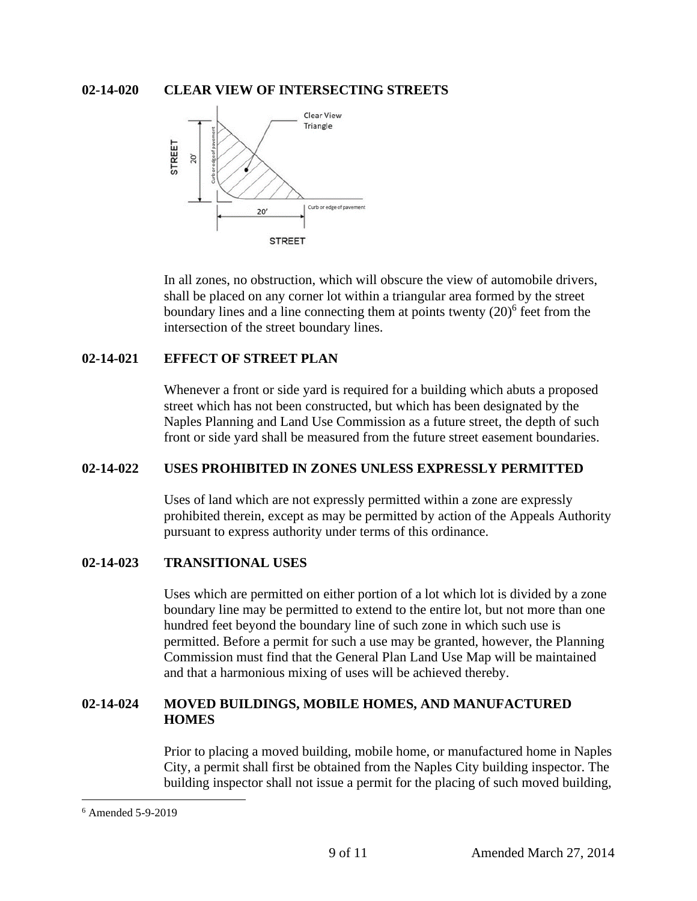## 02-14-020 CLEAR VIEW OF INTERSECTING STREETS

In all zones, no obstruction, which will obscure the view of automobile drivers, shall be placed on any corner lot within a triangular area formed by the street boundary lines and a line connecting them at points twenty (20)[6] feet from the intersection of the street boundary lines.

## 02-14-021 EFFECT OF STREET PLAN

Whenever a front or side yard is required for a building which abuts a proposed street which has not been constructed, but which has been designated by the Naples Planning and Land Use Commission as a future street, the depth of such front or side yard shall be measured from the future street easement boundaries.

## 02-14-022 USES PROHIBITED IN ZONES UNLESS EXPRESSLY PERMITTED

Uses of land which are not expressly permitted within a zone are expressly prohibited therein, except as may be permitted by action of the Appeals Authority pursuant to express authority under terms of this ordinance.

## 02-14-023 TRANSITIONAL USES

Uses which are permitted on either portion of a lot which lot is divided by a zone boundary line may be permitted to extend to the entire lot, but not more than one hundred feet beyond the boundary line of such zone in which such use is permitted. Before a permit for such a use may be granted, however, the Planning Commission must find that the General Plan Land Use Map will be maintained and that a harmonious mixing of uses will be achieved thereby.

## 02-14-024 MOVED BUILDINGS, MOBILE HOMES, AND MANUFACTURED HOMES

Prior to placing a moved building, mobile home, or manufactured home in Naples City, a permit shall first be obtained from the Naples City building inspector. The building inspector shall not issue a permit for the placing of such moved building,

---

[6] Amended 5-9-2019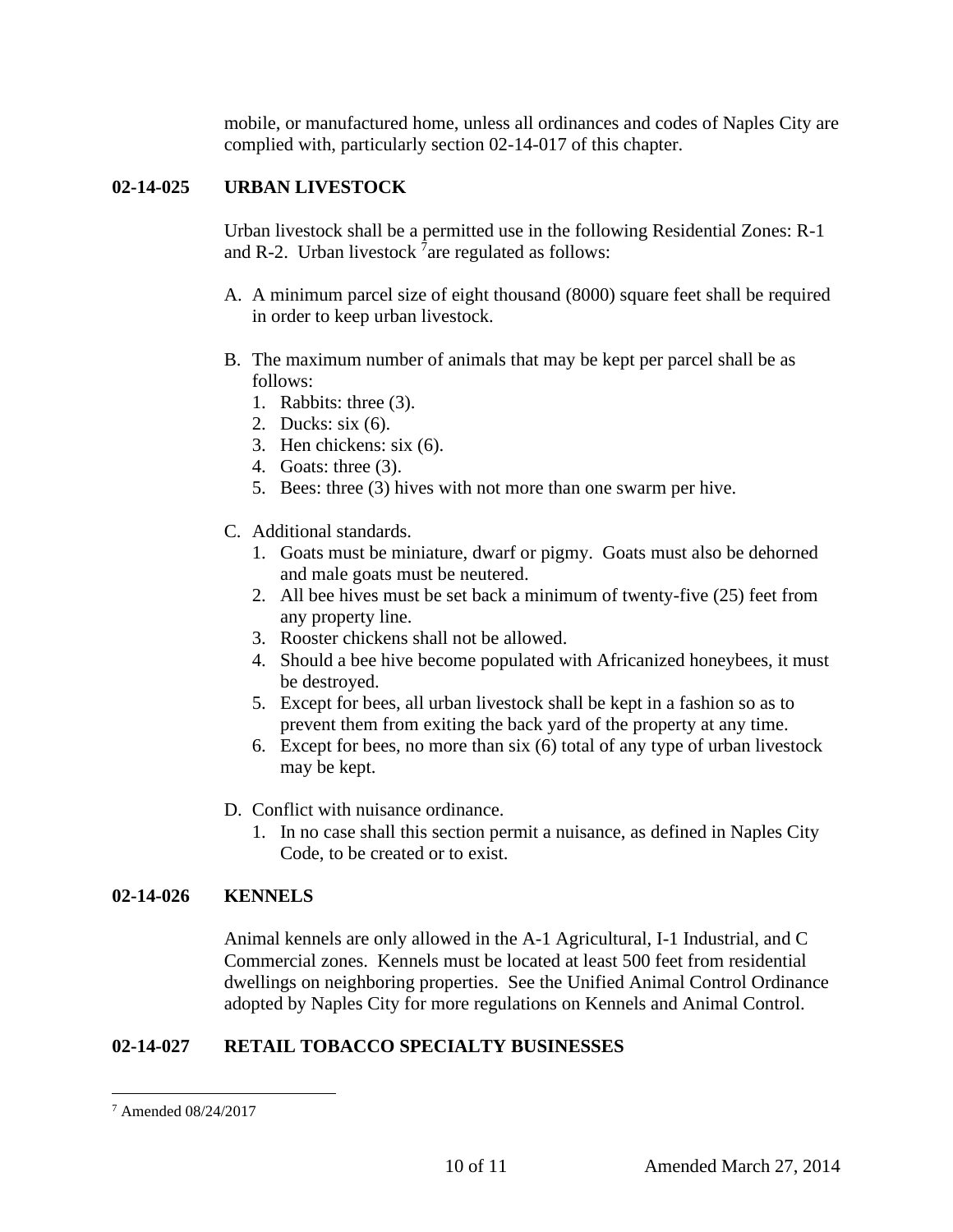mobile, or manufactured home, unless all ordinances and codes of Naples City are complied with, particularly section 02-14-017 of this chapter.

## 02-14-025 URBAN LIVESTOCK

Urban livestock shall be a permitted use in the following Residential Zones: R-1 and R-2. Urban livestock [7]are regulated as follows:

A. A minimum parcel size of eight thousand (8000) square feet shall be required in order to keep urban livestock.

B. The maximum number of animals that may be kept per parcel shall be as follows:
   1. Rabbits: three (3).
   2. Ducks: six (6).
   3. Hen chickens: six (6).
   4. Goats: three (3).
   5. Bees: three (3) hives with not more than one swarm per hive.

C. Additional standards.
   1. Goats must be miniature, dwarf or pigmy. Goats must also be dehorned and male goats must be neutered.
   2. All bee hives must be set back a minimum of twenty-five (25) feet from any property line.
   3. Rooster chickens shall not be allowed.
   4. Should a bee hive become populated with Africanized honeybees, it must be destroyed.
   5. Except for bees, all urban livestock shall be kept in a fashion so as to prevent them from exiting the back yard of the property at any time.
   6. Except for bees, no more than six (6) total of any type of urban livestock may be kept.

D. Conflict with nuisance ordinance.
   1. In no case shall this section permit a nuisance, as defined in Naples City Code, to be created or to exist.

## 02-14-026 KENNELS

Animal kennels are only allowed in the A-1 Agricultural, I-1 Industrial, and C Commercial zones. Kennels must be located at least 500 feet from residential dwellings on neighboring properties. See the Unified Animal Control Ordinance adopted by Naples City for more regulations on Kennels and Animal Control.

## 02-14-027 RETAIL TOBACCO SPECIALTY BUSINESSES

---

[7] Amended 08/24/2017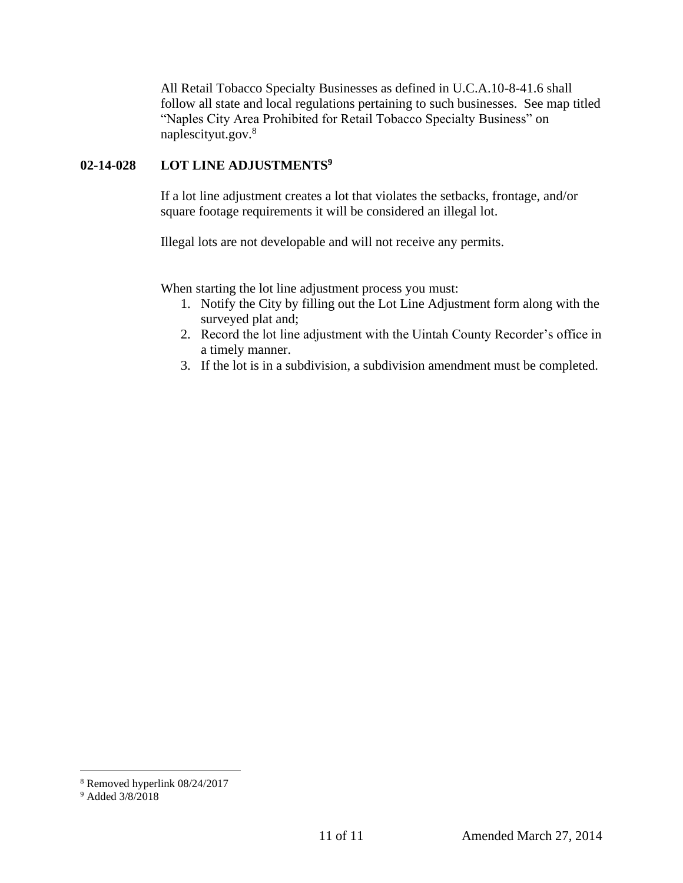All Retail Tobacco Specialty Businesses as defined in U.C.A.10-8-41.6 shall follow all state and local regulations pertaining to such businesses. See map titled "Naples City Area Prohibited for Retail Tobacco Specialty Business" on naplescityut.gov.[8]

## 02-14-028 LOT LINE ADJUSTMENTS[9]

If a lot line adjustment creates a lot that violates the setbacks, frontage, and/or square footage requirements it will be considered an illegal lot.

Illegal lots are not developable and will not receive any permits.

When starting the lot line adjustment process you must:

1. Notify the City by filling out the Lot Line Adjustment form along with the surveyed plat and;
2. Record the lot line adjustment with the Uintah County Recorder's office in a timely manner.
3. If the lot is in a subdivision, a subdivision amendment must be completed.

---

[8] Removed hyperlink 08/24/2017

[9] Added 3/8/2018

Amended March 27, 2014